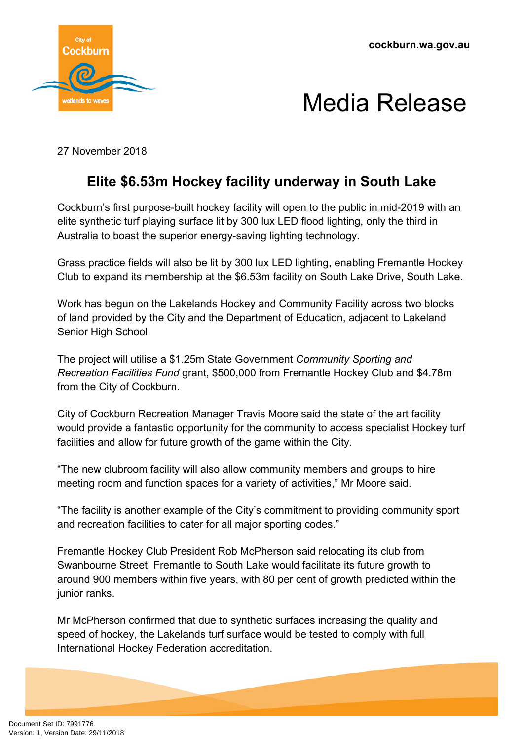cockburn.wa.gov.au

# Media Release

27 November 2018

## Elite $6.53m Hockey facility underway in South Lake

Cockburn's first purpose-built hockey facility will open to the public in mid-2019 with an elite synthetic turf playing surface lit by 300 lux LED flood lighting, only the third in Australia to boast the superior energy-saving lighting technology.

Grass practice fields will also be lit by 300 lux LED lighting, enabling Fremantle Hockey Club to expand its membership at the $6.53m facility on South Lake Drive, South Lake.

Work has begun on the Lakelands Hockey and Community Facility across two blocks of land provided by the City and the Department of Education, adjacent to Lakeland Senior High School.

The project will utilise a $1.25m State Government *Community Sporting and Recreation Facilities Fund* grant, $500,000 from Fremantle Hockey Club and $4.78m from the City of Cockburn.

City of Cockburn Recreation Manager Travis Moore said the state of the art facility would provide a fantastic opportunity for the community to access specialist Hockey turf facilities and allow for future growth of the game within the City.

"The new clubroom facility will also allow community members and groups to hire meeting room and function spaces for a variety of activities," Mr Moore said.

"The facility is another example of the City's commitment to providing community sport and recreation facilities to cater for all major sporting codes."

Fremantle Hockey Club President Rob McPherson said relocating its club from Swanbourne Street, Fremantle to South Lake would facilitate its future growth to around 900 members within five years, with 80 per cent of growth predicted within the junior ranks.

Mr McPherson confirmed that due to synthetic surfaces increasing the quality and speed of hockey, the Lakelands turf surface would be tested to comply with full International Hockey Federation accreditation.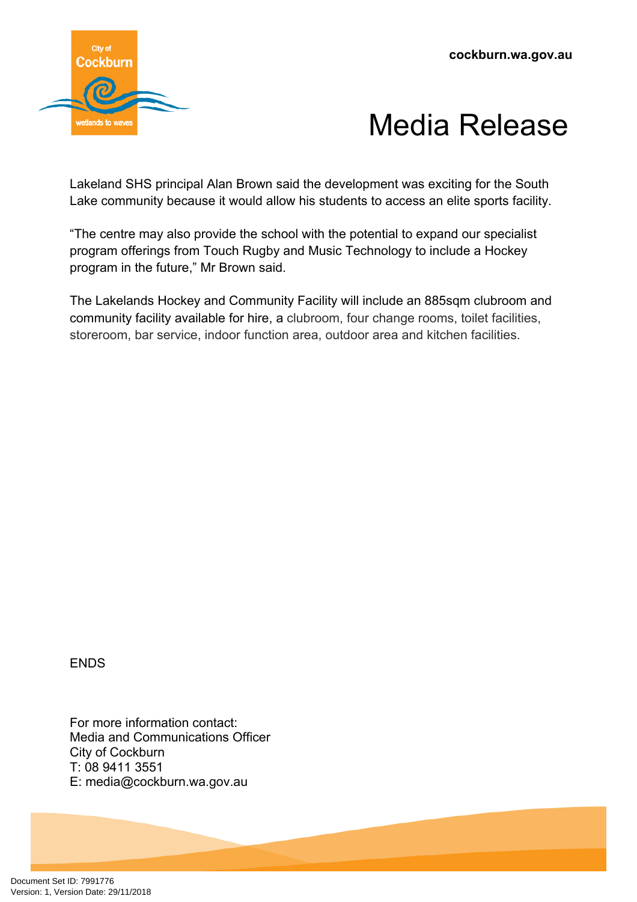# Media Release

Lakeland SHS principal Alan Brown said the development was exciting for the South Lake community because it would allow his students to access an elite sports facility.

"The centre may also provide the school with the potential to expand our specialist program offerings from Touch Rugby and Music Technology to include a Hockey program in the future," Mr Brown said.

The Lakelands Hockey and Community Facility will include an 885sqm clubroom and community facility available for hire, a clubroom, four change rooms, toilet facilities, storeroom, bar service, indoor function area, outdoor area and kitchen facilities.

ENDS

For more information contact:
Media and Communications Officer
City of Cockburn
T: 08 9411 3551
E: media@cockburn.wa.gov.au